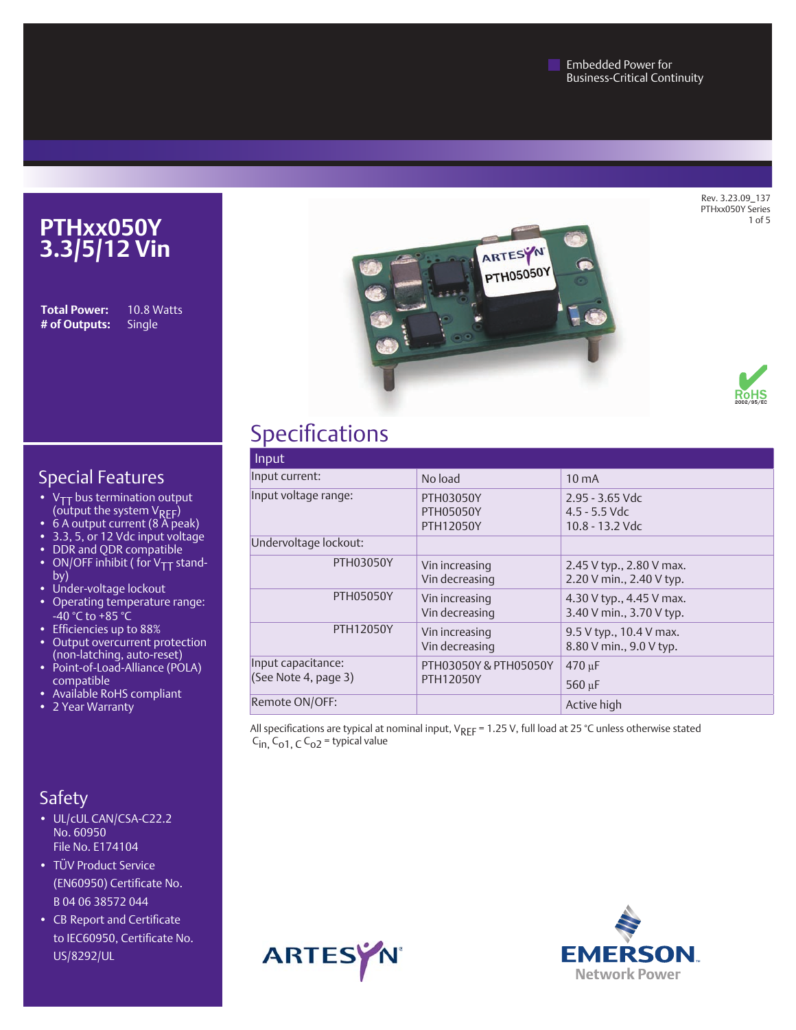Embedded Power for
Business-Critical Continuity

Rev. 3.23.09_137
PTHxx050Y Series

# PTHxx050Y 3.3/5/12 Vin

**Total Power:** 10.8 Watts
**# of Outputs:** Single

## Special Features

- $V_{TT}$ bus termination output (output the system $V_{REF}$)
- 6 A output current (8 A peak)
- 3.3, 5, or 12 Vdc input voltage
- DDR and QDR compatible
- ON/OFF inhibit ( for $V_{TT}$ stand-by)
- Under-voltage lockout
- Operating temperature range: -40 °C to +85 °C
- Efficiencies up to 88%
- Output overcurrent protection (non-latching, auto-reset)
- Point-of-Load-Alliance (POLA) compatible
- Available RoHS compliant
- 2 Year Warranty

## Safety

- UL/cUL CAN/CSA-C22.2 No. 60950 File No. E174104
- TÜV Product Service (EN60950) Certificate No. B 04 06 38572 044
- CB Report and Certificate to IEC60950, Certificate No. US/8292/UL

## Specifications

| Input | | |
|---|---|---|
| Input current: | No load | 10 mA |
| Input voltage range: | PTH03050Y<br>PTH05050Y<br>PTH12050Y | 2.95 - 3.65 Vdc<br>4.5 - 5.5 Vdc<br>10.8 - 13.2 Vdc |
| Undervoltage lockout: | | |
| PTH03050Y | Vin increasing<br>Vin decreasing | 2.45 V typ., 2.80 V max.<br>2.20 V min., 2.40 V typ. |
| PTH05050Y | Vin increasing<br>Vin decreasing | 4.30 V typ., 4.45 V max.<br>3.40 V min., 3.70 V typ. |
| PTH12050Y | Vin increasing<br>Vin decreasing | 9.5 V typ., 10.4 V max.<br>8.80 V min., 9.0 V typ. |
| Input capacitance:<br>(See Note 4, page 3) | PTH03050Y & PTH05050Y<br>PTH12050Y | 470 µF<br>560 µF |
| Remote ON/OFF: | | Active high |

All specifications are typical at nominal input, $V_{REF}$ = 1.25 V, full load at 25 °C unless stated otherwise
$C_{in}$, $C_{o1}$, $C_{o2}$ = typical value

ARTESYN

EMERSON Network Power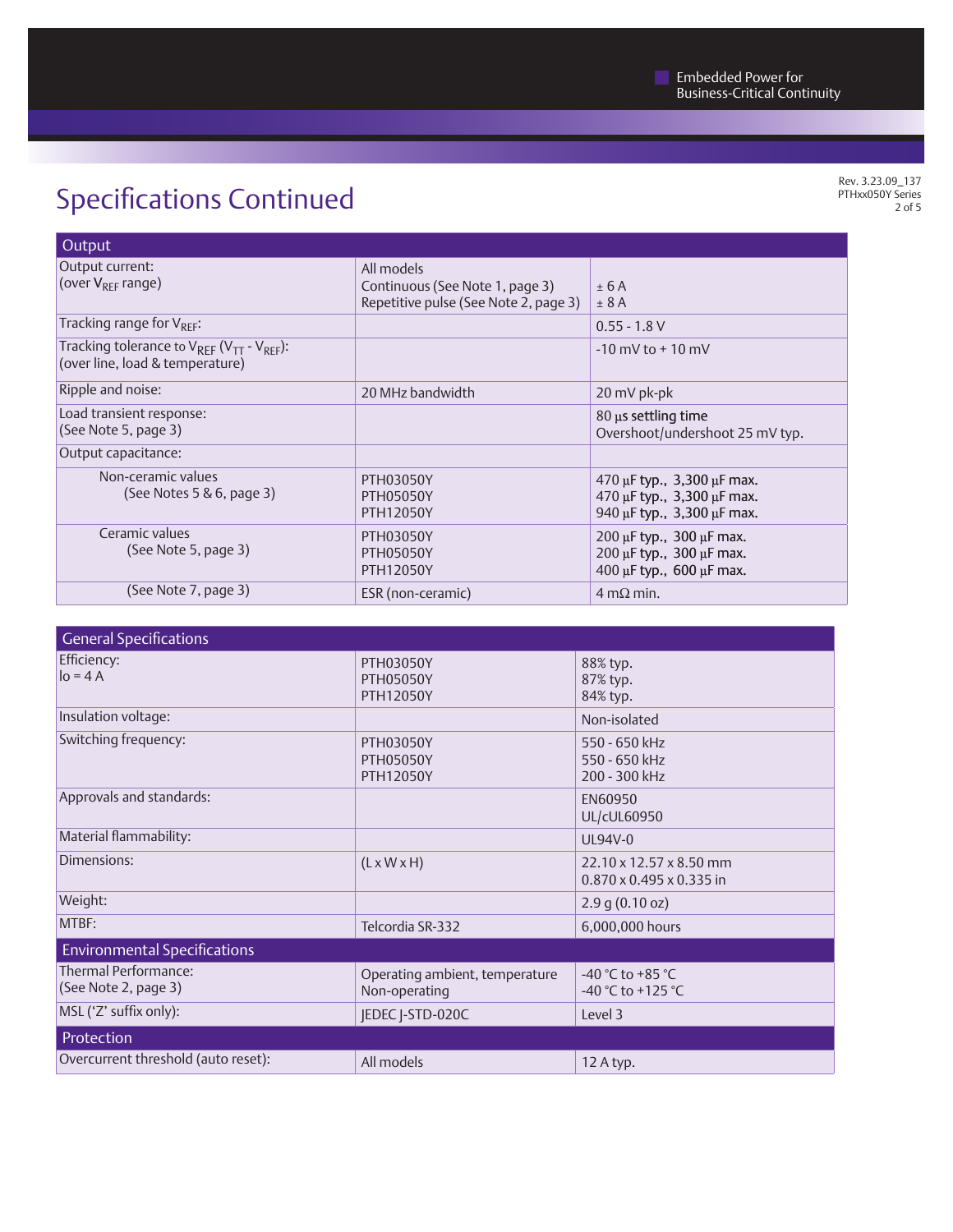# Specifications Continued

| Output | | |
|---|---|---|
| Output current: (over $V_{REF}$ range) | All models<br>Continuous (See Note 1, page 3)<br>Repetitive pulse (See Note 2, page 3) | ± 6 A<br>± 8 A |
| Tracking range for $V_{REF}$: | | 0.55 - 1.8 V |
| Tracking tolerance to $V_{REF}$ ($V_{TT}$ - $V_{REF}$): (over line, load & temperature) | | -10 mV to + 10 mV |
| Ripple and noise: | 20 MHz bandwidth | 20 mV pk-pk |
| Load transient response: (See Note 5, page 3) | | 80 µs settling time<br>Overshoot/undershoot 25 mV typ. |
| Output capacitance: | | |
| Non-ceramic values (See Notes 5 & 6, page 3) | PTH03050Y<br>PTH05050Y<br>PTH12050Y | 470 µF typ., 3,300 µF max.<br>470 µF typ., 3,300 µF max.<br>940 µF typ., 3,300 µF max. |
| Ceramic values (See Note 5, page 3) | PTH03050Y<br>PTH05050Y<br>PTH12050Y | 200 µF typ., 300 µF max.<br>200 µF typ., 300 µF max.<br>400 µF typ., 600 µF max. |
| (See Note 7, page 3) | ESR (non-ceramic) | 4 mΩ min. |

| General Specifications | | |
|---|---|---|
| Efficiency: Io = 4 A | PTH03050Y<br>PTH05050Y<br>PTH12050Y | 88% typ.<br>87% typ.<br>84% typ. |
| Insulation voltage: | | Non-isolated |
| Switching frequency: | PTH03050Y<br>PTH05050Y<br>PTH12050Y | 550 - 650 kHz<br>550 - 650 kHz<br>200 - 300 kHz |
| Approvals and standards: | | EN60950<br>UL/cUL60950 |
| Material flammability: | | UL94V-0 |
| Dimensions: | (L x W x H) | 22.10 x 12.57 x 8.50 mm<br>0.870 x 0.495 x 0.335 in |
| Weight: | | 2.9 g (0.10 oz) |
| MTBF: | Telcordia SR-332 | 6,000,000 hours |
| **Environmental Specifications** | | |
| Thermal Performance: (See Note 2, page 3) | Operating ambient, temperature<br>Non-operating | -40 °C to +85 °C<br>-40 °C to +125 °C |
| MSL ('Z' suffix only): | JEDEC J-STD-020C | Level 3 |
| **Protection** | | |
| Overcurrent threshold (auto reset): | All models | 12 A typ. |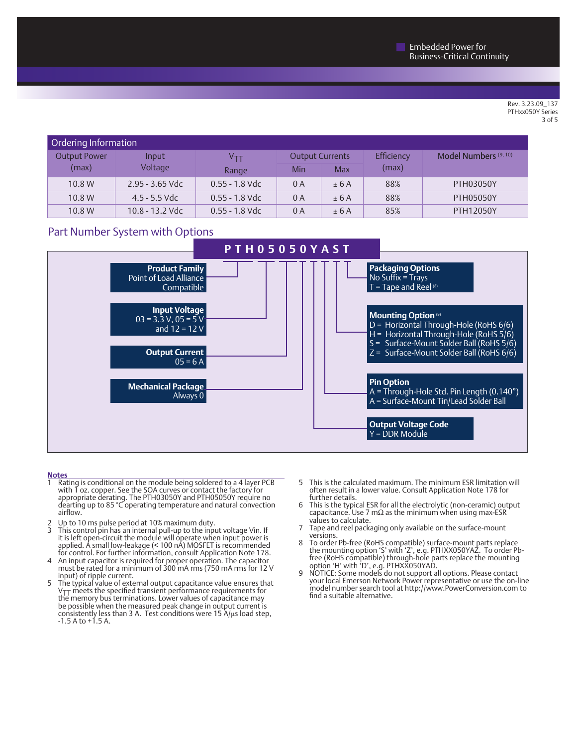## Ordering Information

| Output Power (max) | Input Voltage | $V_{TT}$ Range | Output Currents | | Efficiency (max) | Model Numbers [9, 10] |
|---|---|---|---|---|---|---|
| | | | Min | Max | | |
| 10.8 W | 2.95 - 3.65 Vdc | 0.55 - 1.8 Vdc | 0 A | ± 6 A | 88% | PTH03050Y |
| 10.8 W | 4.5 - 5.5 Vdc | 0.55 - 1.8 Vdc | 0 A | ± 6 A | 88% | PTH05050Y |
| 10.8 W | 10.8 - 13.2 Vdc | 0.55 - 1.8 Vdc | 0 A | ± 6 A | 85% | PTH12050Y |

## Part Number System with Options

**P T H 0 5 0 5 0 Y A S T**

**Product Family**
Point of Load Alliance Compatible

**Input Voltage**
03 = 3.3 V, 05 = 5 V and 12 = 12 V

**Output Current**
05 = 6 A

**Mechanical Package**
Always 0

**Packaging Options**
No Suffix = Trays
T = Tape and Reel [8]

**Mounting Option** [9]
D = Horizontal Through-Hole (RoHS 6/6)
H = Horizontal Through-Hole (RoHS 5/6)
S = Surface-Mount Solder Ball (RoHS 5/6)
Z = Surface-Mount Solder Ball (RoHS 6/6)

**Pin Option**
A = Through-Hole Std. Pin Length (0.140")
A = Surface-Mount Tin/Lead Solder Ball

**Output Voltage Code**
Y = DDR Module

### Notes

1. Rating is conditional on the module being soldered to a 4 layer PCB with 1 oz. copper. See the SOA curves or contact the factory for appropriate derating. The PTH03050Y and PTH05050Y require no dearting up to 85 °C operating temperature and natural convection airflow.
2. Up to 10 ms pulse period at 10% maximum duty.
3. This control pin has an internal pull-up to the input voltage Vin. If it is left open-circuit the module will operate when input power is applied. A small low-leakage (< 100 nA) MOSFET is recommended for control. For further information, consult Application Note 178.
4. An input capacitor is required for proper operation. The capacitor must be rated for a minimum of 300 mA rms (750 mA rms for 12 V input) of ripple current.
5. The typical value of external output capacitance value ensures that $V_{TT}$ meets the specified transient performance requirements for the memory bus terminations. Lower values of capacitance may be possible when the measured peak change in output current is consistently less than 3 A. Test conditions were 15 A/µs load step, -1.5 A to +1.5 A.
5. This is the calculated maximum. The minimum ESR limitation will often result in a lower value. Consult Application Note 178 for further details.
6. This is the typical ESR for all the electrolytic (non-ceramic) output capacitance. Use 7 mΩ as the minimum when using max-ESR values to calculate.
7. Tape and reel packaging only available on the surface-mount versions.
8. To order Pb-free (RoHS compatible) surface-mount parts replace the mounting option 'S' with 'Z', e.g. PTHXX050YAZ. To order Pb-free (RoHS compatible) through-hole parts replace the mounting option 'H' with 'D', e.g. PTHXX050YAD.
9. NOTICE: Some models do not support all options. Please contact your local Emerson Network Power representative or use the on-line model number search tool at http://www.PowerConversion.com to find a suitable alternative.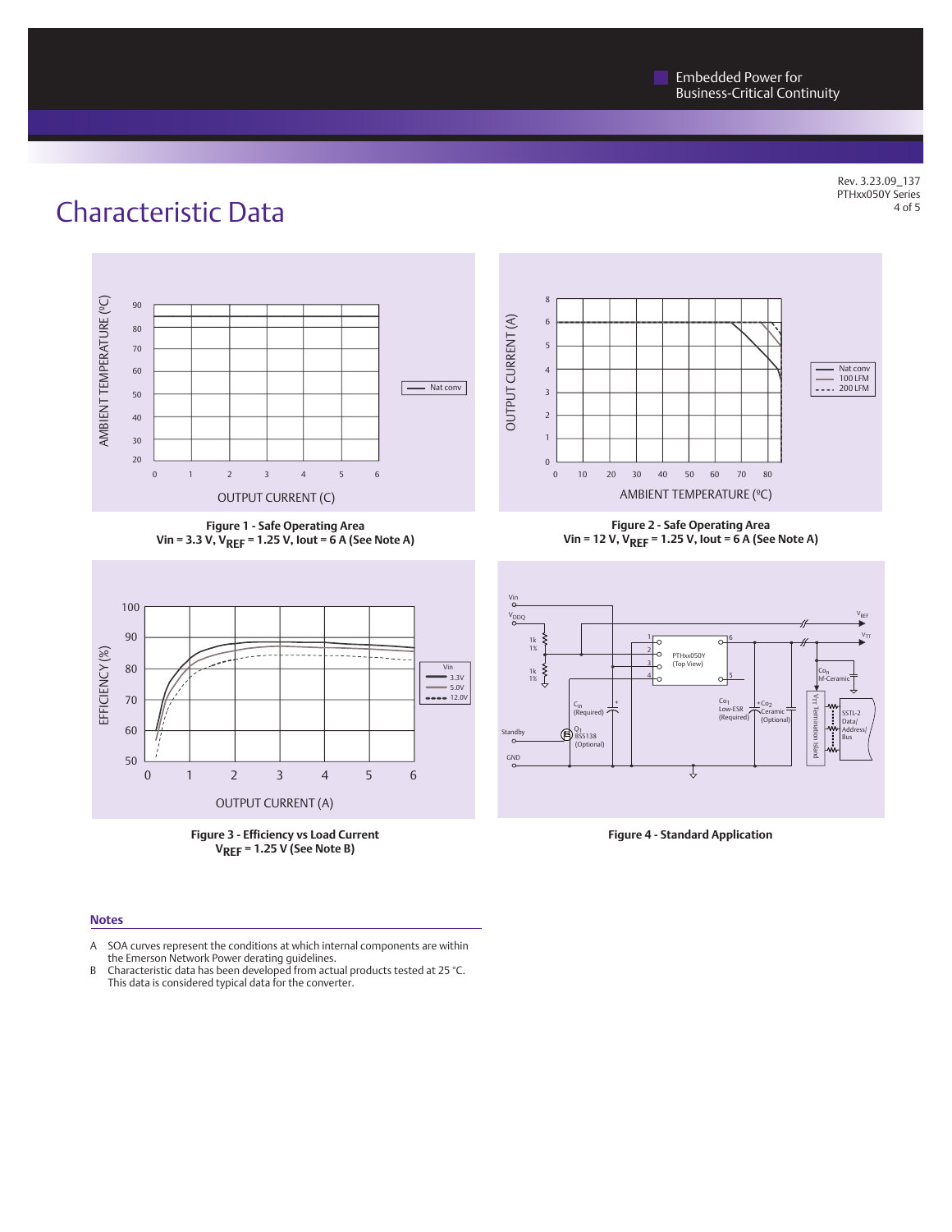# Characteristic Data

**Figure 1 - Safe Operating Area**
**Vin = 3.3 V, $V_{REF}$ = 1.25 V, Iout = 6 A (See Note A)**

**Figure 2 - Safe Operating Area**
**Vin = 12 V, $V_{REF}$ = 1.25 V, Iout = 6 A (See Note A)**

**Figure 3 - Efficiency vs Load Current**
**$V_{REF}$ = 1.25 V (See Note B)**

**Figure 4 - Standard Application**

## Notes

A SOA curves represent the conditions at which internal components are within the Emerson Network Power derating guidelines.

B Characteristic data has been developed from actual products tested at 25 °C. This data is considered typical data for the converter.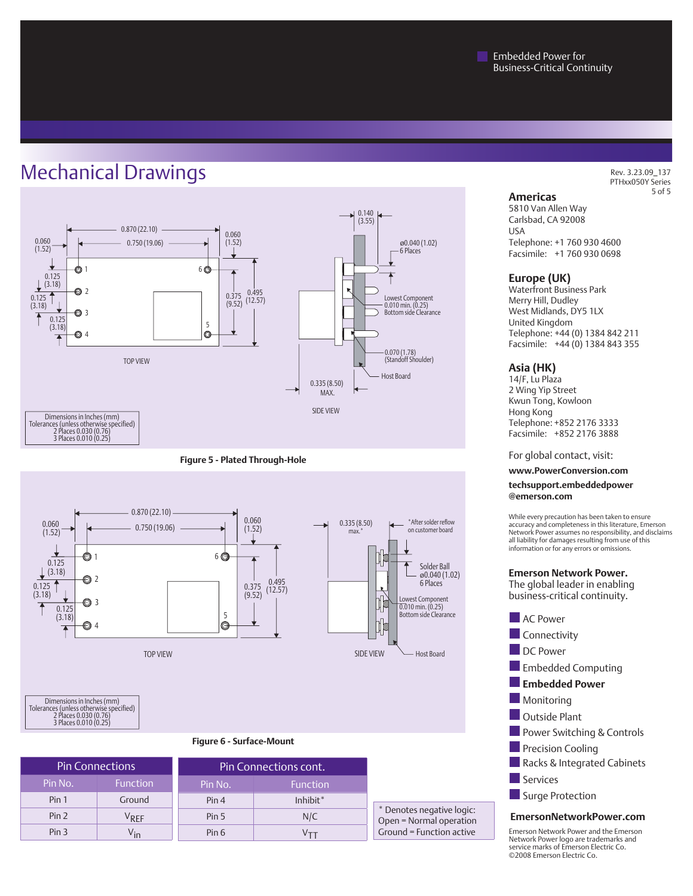Embedded Power for Business-Critical Continuity

# Mechanical Drawings

Rev. 3.23.09_137
PTHxx050Y Series

0.870 (22.10)
0.750 (19.06)
0.060 (1.52)
0.060 (1.52)
0.125 (3.18)
0.125 (3.18)
0.125 (3.18)
0.375 (9.52)
0.495 (12.57)
1
2
3
4
5
6
TOP VIEW

0.140 (3.55)
ø0.040 (1.02) 6 Places
Lowest Component 0.010 min. (0.25) Bottom side Clearance
0.070 (1.78) (Standoff Shoulder)
Host Board
0.335 (8.50) MAX.
SIDE VIEW

Dimensions in Inches (mm)
Tolerances (unless otherwise specified)
2 Places 0.030 (0.76)
3 Places 0.010 (0.25)

**Figure 5 - Plated Through-Hole**

0.870 (22.10)
0.750 (19.06)
0.060 (1.52)
0.060 (1.52)
0.125 (3.18)
0.125 (3.18)
0.125 (3.18)
0.375 (9.52)
0.495 (12.57)
1
2
3
4
5
6
TOP VIEW

0.335 (8.50) max.*
*After solder reflow on customer board
Solder Ball ø0.040 (1.02) 6 Places
Lowest Component 0.010 min. (0.25) Bottom side Clearance
SIDE VIEW
Host Board

Dimensions in Inches (mm)
Tolerances (unless otherwise specified)
2 Places 0.030 (0.76)
3 Places 0.010 (0.25)

**Figure 6 - Surface-Mount**

| Pin No. | Function |
|---|---|
| Pin 1 | Ground |
| Pin 2 | $V_{REF}$ |
| Pin 3 | $V_{in}$ |

Pin Connections cont.

| Pin No. | Function |
|---|---|
| Pin 4 | Inhibit* |
| Pin 5 | N/C |
| Pin 6 | $V_{TT}$ |

\* Denotes negative logic:
Open = Normal operation
Ground = Function active

## Americas
5810 Van Allen Way
Carlsbad, CA 92008
USA
Telephone: +1 760 930 4600
Facsimile: +1 760 930 0698

## Europe (UK)
Waterfront Business Park
Merry Hill, Dudley
West Midlands, DY5 1LX
United Kingdom
Telephone: +44 (0) 1384 842 211
Facsimile: +44 (0) 1384 843 355

## Asia (HK)
14/F, Lu Plaza
2 Wing Yip Street
Kwun Tong, Kowloon
Hong Kong
Telephone: +852 2176 3333
Facsimile: +852 2176 3888

For global contact, visit:

**www.PowerConversion.com**

**techsupport.embeddedpower@emerson.com**

While every precaution has been taken to ensure accuracy and completeness in this literature, Emerson Network Power assumes no responsibility, and disclaims all liability for damages resulting from use of this information or for any errors or omissions.

**Emerson Network Power.**
The global leader in enabling business-critical continuity.

- AC Power
- Connectivity
- DC Power
- Embedded Computing
- **Embedded Power**
- Monitoring
- Outside Plant
- Power Switching & Controls
- Precision Cooling
- Racks & Integrated Cabinets
- Services
- Surge Protection

**EmersonNetworkPower.com**

Emerson Network Power and the Emerson Network Power logo are trademarks and service marks of Emerson Electric Co.
©2008 Emerson Electric Co.